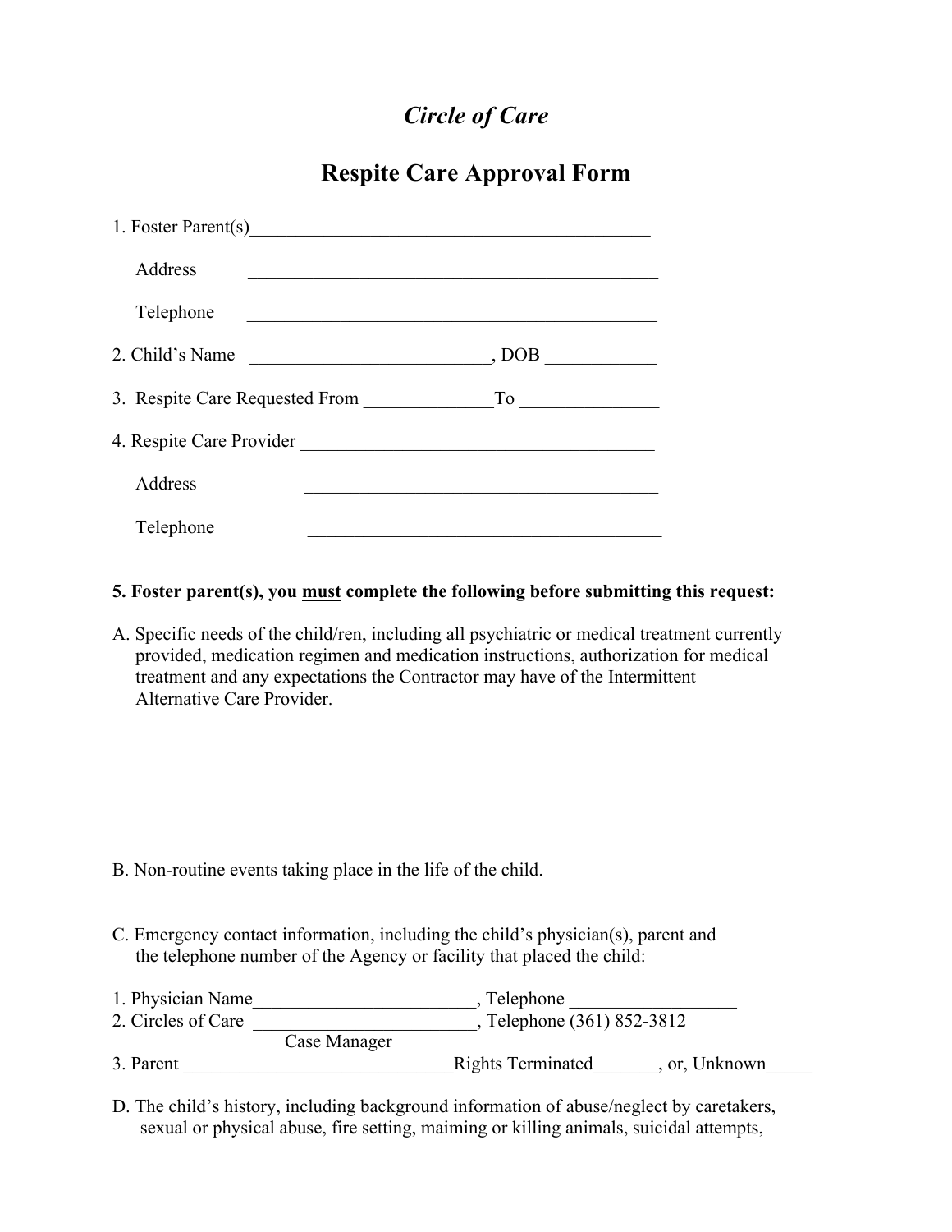# *Circle of Care*

## Respite Care Approval Form

1. Foster Parent(s)_____________________________________________

   Address _____________________________________________

   Telephone _____________________________________________

2. Child's Name __________________________, DOB ____________

3. Respite Care Requested From ______________To _______________

4. Respite Care Provider _______________________________________

   Address _______________________________________

   Telephone _______________________________________

**5. Foster parent(s), you <u>must</u> complete the following before submitting this request:**

A. Specific needs of the child/ren, including all psychiatric or medical treatment currently provided, medication regimen and medication instructions, authorization for medical treatment and any expectations the Contractor may have of the Intermittent Alternative Care Provider.

B. Non-routine events taking place in the life of the child.

C. Emergency contact information, including the child's physician(s), parent and the telephone number of the Agency or facility that placed the child:

1. Physician Name________________________, Telephone __________________
2. Circles of Care ________________________, Telephone (361) 852-3812
   Case Manager
3. Parent _____________________________Rights Terminated_______, or, Unknown_____

D. The child's history, including background information of abuse/neglect by caretakers, sexual or physical abuse, fire setting, maiming or killing animals, suicidal attempts,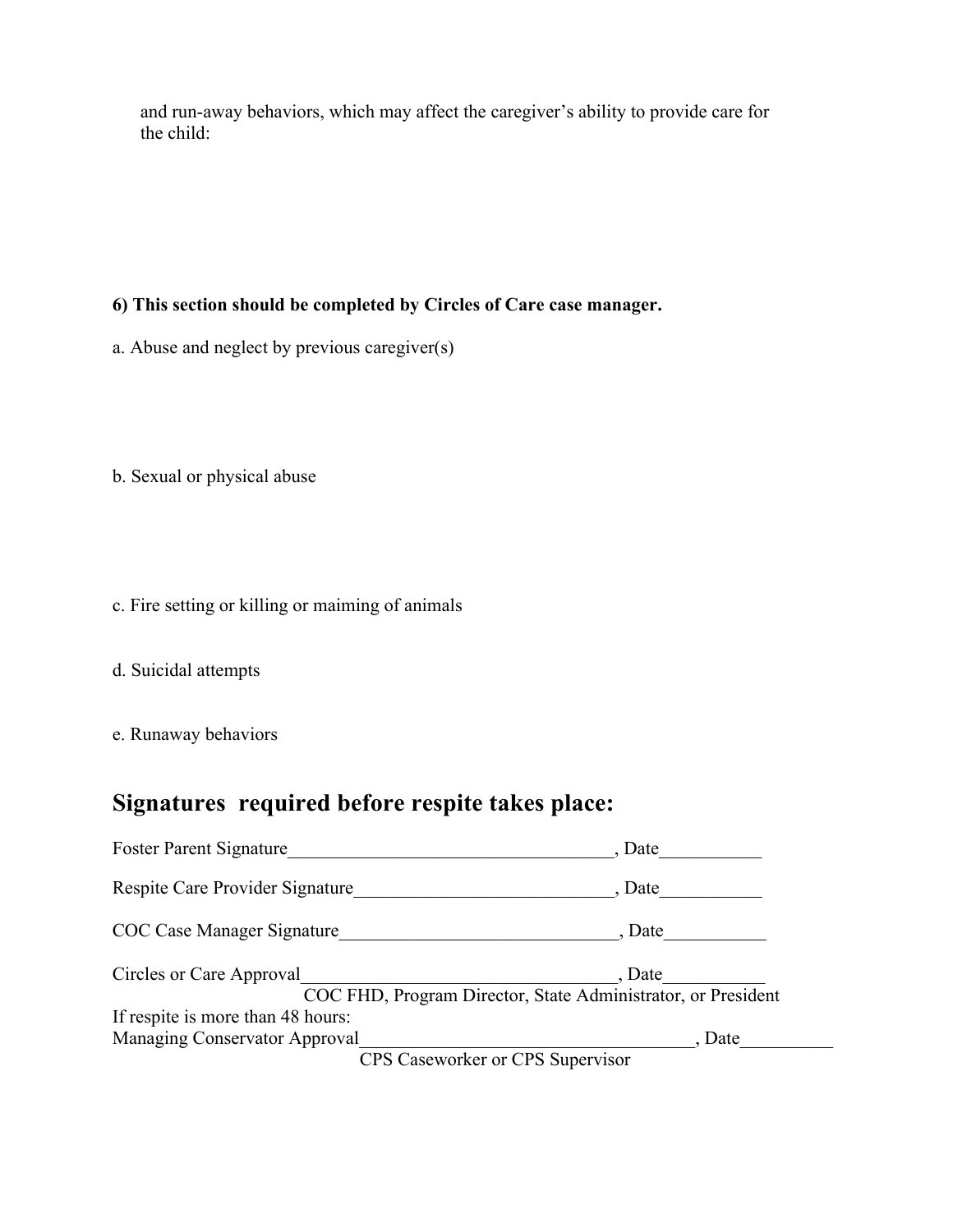and run-away behaviors, which may affect the caregiver's ability to provide care for the child:

**6) This section should be completed by Circles of Care case manager.**

a. Abuse and neglect by previous caregiver(s)

b. Sexual or physical abuse

c. Fire setting or killing or maiming of animals

d. Suicidal attempts

e. Runaway behaviors

## Signatures required before respite takes place:

Foster Parent Signature____________________________________, Date___________

Respite Care Provider Signature____________________________, Date___________

COC Case Manager Signature______________________________, Date___________

Circles or Care Approval__________________________________, Date___________
COC FHD, Program Director, State Administrator, or President

If respite is more than 48 hours:
Managing Conservator Approval_____________________________________, Date__________
CPS Caseworker or CPS Supervisor